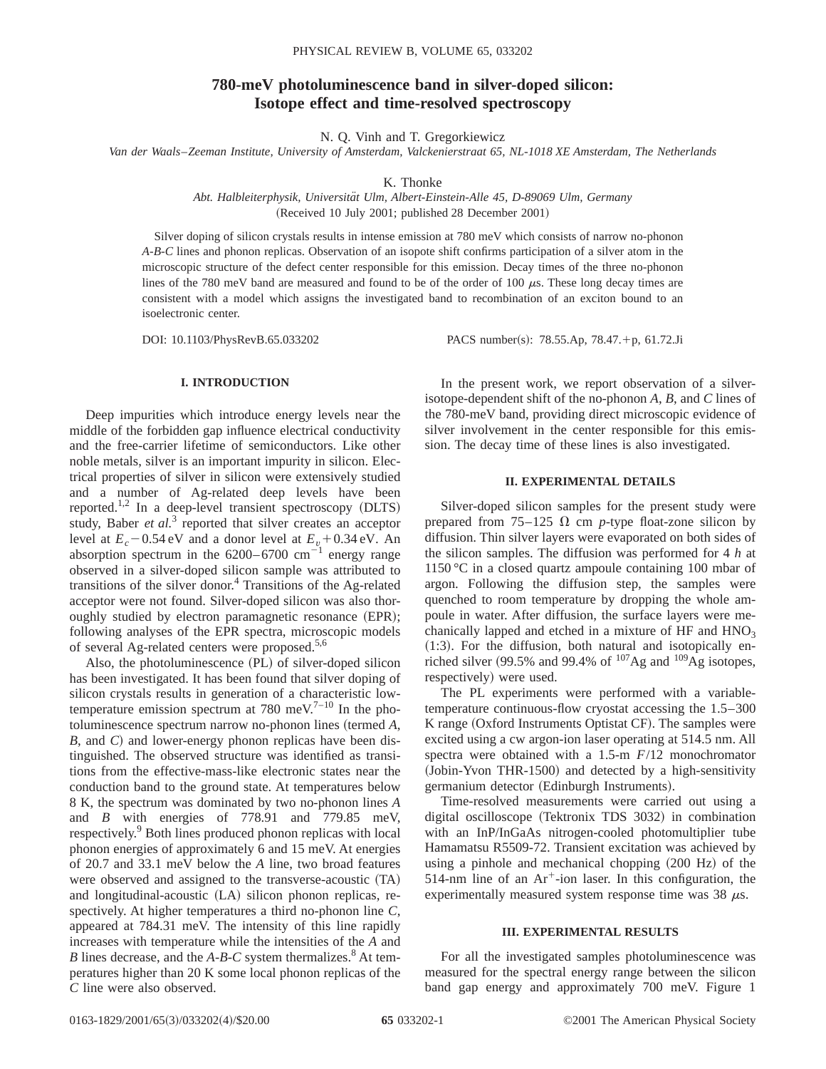# 780-meV photoluminescence band in silver-doped silicon: Isotope effect and time-resolved spectroscopy

N. Q. Vinh and T. Gregorkiewicz

*Van der Waals–Zeeman Institute, University of Amsterdam, Valckenierstraat 65, NL-1018 XE Amsterdam, The Netherlands*

K. Thonke

*Abt. Halbleiterphysik, Universität Ulm, Albert-Einstein-Alle 45, D-89069 Ulm, Germany*

(Received 10 July 2001; published 28 December 2001)

Silver doping of silicon crystals results in intense emission at 780 meV which consists of narrow no-phonon *A-B-C* lines and phonon replicas. Observation of an isopote shift confirms participation of a silver atom in the microscopic structure of the defect center responsible for this emission. Decay times of the three no-phonon lines of the 780 meV band are measured and found to be of the order of 100 $\mu$s. These long decay times are consistent with a model which assigns the investigated band to recombination of an exciton bound to an isoelectronic center.

DOI: 10.1103/PhysRevB.65.033202 PACS number(s): 78.55.Ap, 78.47.+p, 61.72.Ji

## I. INTRODUCTION

Deep impurities which introduce energy levels near the middle of the forbidden gap influence electrical conductivity and the free-carrier lifetime of semiconductors. Like other noble metals, silver is an important impurity in silicon. Electrical properties of silver in silicon were extensively studied and a number of Ag-related deep levels have been reported.[1,2] In a deep-level transient spectroscopy (DLTS) study, Baber *et al.*[3] reported that silver creates an acceptor level at $E_c - 0.54$ eV and a donor level at $E_v + 0.34$ eV. An absorption spectrum in the 6200–6700 cm$^{-1}$ energy range observed in a silver-doped silicon sample was attributed to transitions of the silver donor.[4] Transitions of the Ag-related acceptor were not found. Silver-doped silicon was also thoroughly studied by electron paramagnetic resonance (EPR); following analyses of the EPR spectra, microscopic models of several Ag-related centers were proposed.[5,6]

Also, the photoluminescence (PL) of silver-doped silicon has been investigated. It has been found that silver doping of silicon crystals results in generation of a characteristic low-temperature emission spectrum at 780 meV.[7–10] In the photoluminescence spectrum narrow no-phonon lines (termed *A*, *B*, and *C*) and lower-energy phonon replicas have been distinguished. The observed structure was identified as transitions from the effective-mass-like electronic states near the conduction band to the ground state. At temperatures below 8 K, the spectrum was dominated by two no-phonon lines *A* and *B* with energies of 778.91 and 779.85 meV, respectively.[9] Both lines produced phonon replicas with local phonon energies of approximately 6 and 15 meV. At energies of 20.7 and 33.1 meV below the *A* line, two broad features were observed and assigned to the transverse-acoustic (TA) and longitudinal-acoustic (LA) silicon phonon replicas, respectively. At higher temperatures a third no-phonon line *C*, appeared at 784.31 meV. The intensity of this line rapidly increases with temperature while the intensities of the *A* and *B* lines decrease, and the *A-B-C* system thermalizes.[8] At temperatures higher than 20 K some local phonon replicas of the *C* line were also observed.

In the present work, we report observation of a silver-isotope-dependent shift of the no-phonon *A*, *B*, and *C* lines of the 780-meV band, providing direct microscopic evidence of silver involvement in the center responsible for this emission. The decay time of these lines is also investigated.

## II. EXPERIMENTAL DETAILS

Silver-doped silicon samples for the present study were prepared from 75–125 Ω cm *p*-type float-zone silicon by diffusion. Thin silver layers were evaporated on both sides of the silicon samples. The diffusion was performed for 4 *h* at 1150 °C in a closed quartz ampoule containing 100 mbar of argon. Following the diffusion step, the samples were quenched to room temperature by dropping the whole ampoule in water. After diffusion, the surface layers were mechanically lapped and etched in a mixture of HF and $HNO_3$ (1:3). For the diffusion, both natural and isotopically enriched silver (99.5% and 99.4% of $^{107}$Ag and $^{109}$Ag isotopes, respectively) were used.

The PL experiments were performed with a variable-temperature continuous-flow cryostat accessing the 1.5–300 K range (Oxford Instruments Optistat CF). The samples were excited using a cw argon-ion laser operating at 514.5 nm. All spectra were obtained with a 1.5-m *F*/12 monochromator (Jobin-Yvon THR-1500) and detected by a high-sensitivity germanium detector (Edinburgh Instruments).

Time-resolved measurements were carried out using a digital oscilloscope (Tektronix TDS 3032) in combination with an InP/InGaAs nitrogen-cooled photomultiplier tube Hamamatsu R5509-72. Transient excitation was achieved by using a pinhole and mechanical chopping (200 Hz) of the 514-nm line of an $Ar^+$-ion laser. In this configuration, the experimentally measured system response time was 38 $\mu$s.

## III. EXPERIMENTAL RESULTS

For all the investigated samples photoluminescence was measured for the spectral energy range between the silicon band gap energy and approximately 700 meV. Figure 1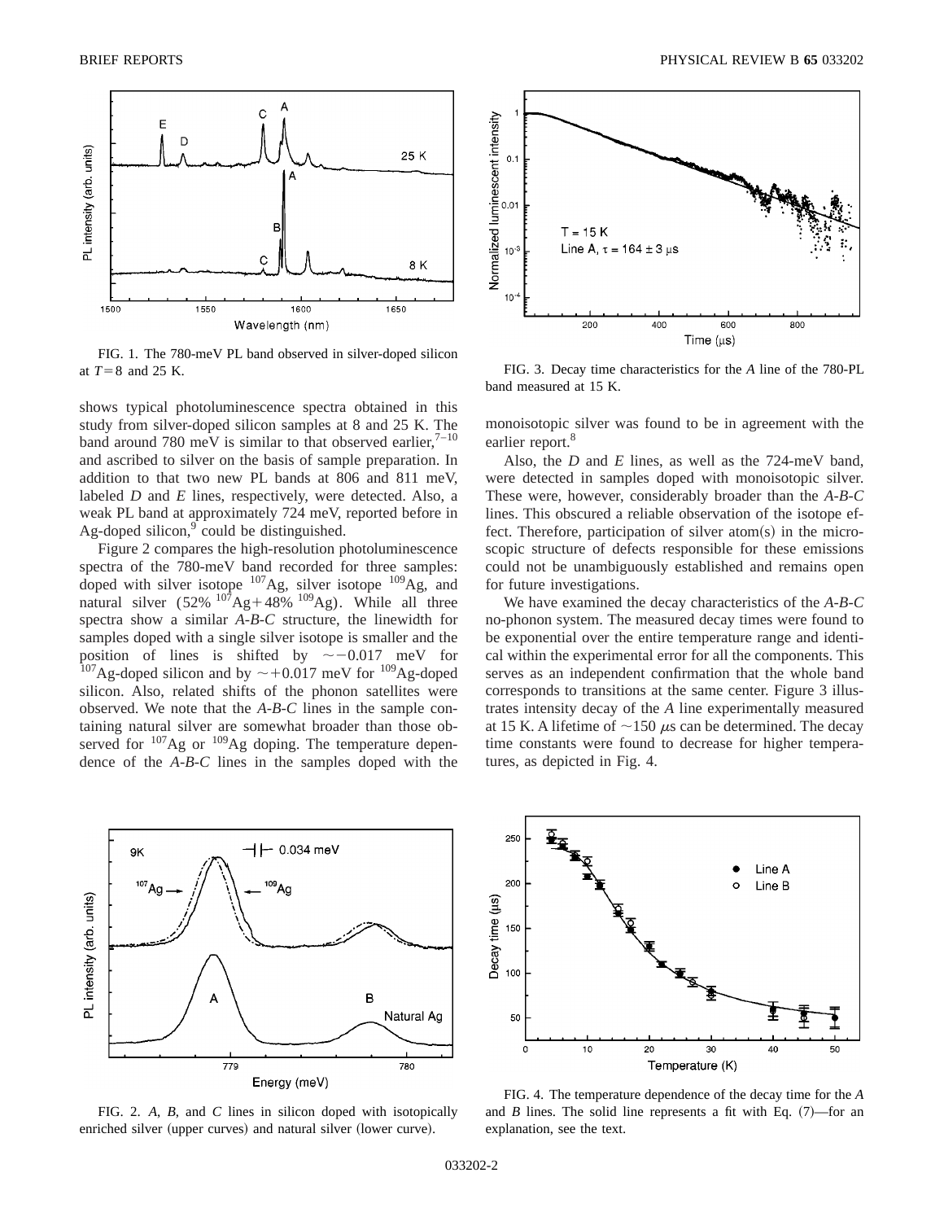FIG. 1. The 780-meV PL band observed in silver-doped silicon at $T=8$ and 25 K.

FIG. 3. Decay time characteristics for the *A* line of the 780-PL band measured at 15 K.

shows typical photoluminescence spectra obtained in this study from silver-doped silicon samples at 8 and 25 K. The band around 780 meV is similar to that observed earlier,[7–10] and ascribed to silver on the basis of sample preparation. In addition to that two new PL bands at 806 and 811 meV, labeled *D* and *E* lines, respectively, were detected. Also, a weak PL band at approximately 724 meV, reported before in Ag-doped silicon,[9] could be distinguished.

Figure 2 compares the high-resolution photoluminescence spectra of the 780-meV band recorded for three samples: doped with silver isotope $^{107}$Ag, silver isotope $^{109}$Ag, and natural silver (52% $^{107}$Ag+48% $^{109}$Ag). While all three spectra show a similar *A-B-C* structure, the linewidth for samples doped with a single silver isotope is smaller and the position of lines is shifted by $\sim -0.017$ meV for $^{107}$Ag-doped silicon and by $\sim +0.017$ meV for $^{109}$Ag-doped silicon. Also, related shifts of the phonon satellites were observed. We note that the *A-B-C* lines in the sample containing natural silver are somewhat broader than those observed for $^{107}$Ag or $^{109}$Ag doping. The temperature dependence of the *A-B-C* lines in the samples doped with the monoisotopic silver was found to be in agreement with the earlier report.[8]

Also, the *D* and *E* lines, as well as the 724-meV band, were detected in samples doped with monoisotopic silver. These were, however, considerably broader than the *A-B-C* lines. This obscured a reliable observation of the isotope effect. Therefore, participation of silver atom(s) in the microscopic structure of defects responsible for these emissions could not be unambiguously established and remains open for future investigations.

We have examined the decay characteristics of the *A-B-C* no-phonon system. The measured decay times were found to be exponential over the entire temperature range and identical within the experimental error for all the components. This serves as an independent confirmation that the whole band corresponds to transitions at the same center. Figure 3 illustrates intensity decay of the *A* line experimentally measured at 15 K. A lifetime of $\sim 150$ $\mu$s can be determined. The decay time constants were found to decrease for higher temperatures, as depicted in Fig. 4.

FIG. 2. *A*, *B*, and *C* lines in silicon doped with isotopically enriched silver (upper curves) and natural silver (lower curve).

FIG. 4. The temperature dependence of the decay time for the *A* and *B* lines. The solid line represents a fit with Eq. (7)—for an explanation, see the text.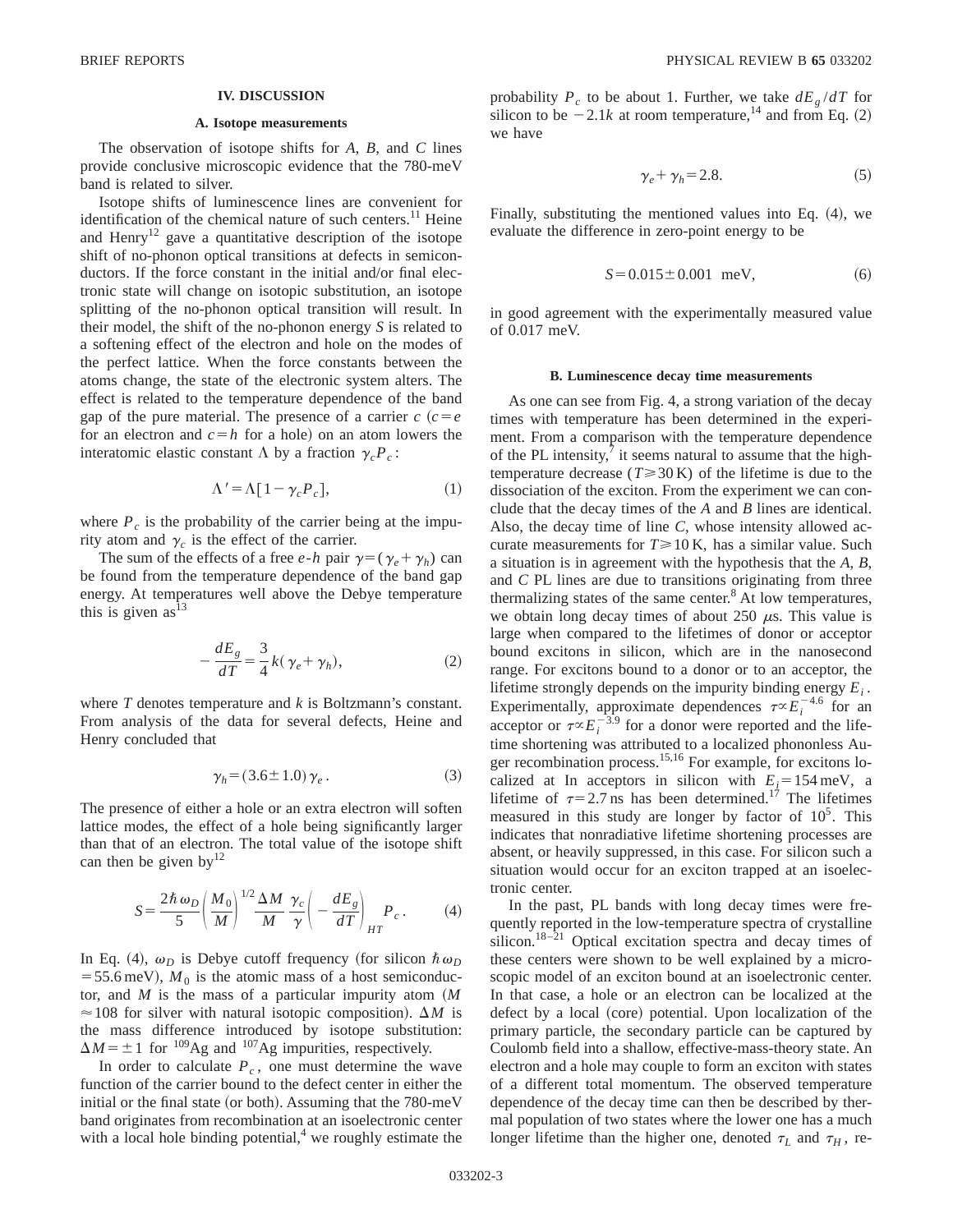## IV. DISCUSSION

### A. Isotope measurements

The observation of isotope shifts for *A*, *B*, and *C* lines provide conclusive microscopic evidence that the 780-meV band is related to silver.

Isotope shifts of luminescence lines are convenient for identification of the chemical nature of such centers.[11] Heine and Henry[12] gave a quantitative description of the isotope shift of no-phonon optical transitions at defects in semiconductors. If the force constant in the initial and/or final electronic state will change on isotopic substitution, an isotope splitting of the no-phonon optical transition will result. In their model, the shift of the no-phonon energy $S$ is related to a softening effect of the electron and hole on the modes of the perfect lattice. When the force constants between the atoms change, the state of the electronic system alters. The effect is related to the temperature dependence of the band gap of the pure material. The presence of a carrier $c$ ($c=e$ for an electron and $c=h$ for a hole) on an atom lowers the interatomic elastic constant $\Lambda$ by a fraction $\gamma_c P_c$:

$$\Lambda' = \Lambda[1-\gamma_c P_c], \tag{1}$$

where $P_c$ is the probability of the carrier being at the impurity atom and $\gamma_c$ is the effect of the carrier.

The sum of the effects of a free *e-h* pair $\gamma=(\gamma_e+\gamma_h)$ can be found from the temperature dependence of the band gap energy. At temperatures well above the Debye temperature this is given as[13]

$$-\frac{dE_g}{dT} = \frac{3}{4}k(\gamma_e+\gamma_h), \tag{2}$$

where $T$ denotes temperature and $k$ is Boltzmann's constant. From analysis of the data for several defects, Heine and Henry concluded that

$$\gamma_h = (3.6\pm1.0)\gamma_e. \tag{3}$$

The presence of either a hole or an extra electron will soften lattice modes, the effect of a hole being significantly larger than that of an electron. The total value of the isotope shift can then be given by[12]

$$S = \frac{2\hbar\omega_D}{5}\left(\frac{M_0}{M}\right)^{1/2}\frac{\Delta M}{M}\frac{\gamma_c}{\gamma}\left(-\frac{dE_g}{dT}\right)_{HT} P_c. \tag{4}$$

In Eq. (4), $\omega_D$ is Debye cutoff frequency (for silicon $\hbar\omega_D = 55.6$ meV), $M_0$ is the atomic mass of a host semiconductor, and $M$ is the mass of a particular impurity atom ($M \approx 108$ for silver with natural isotopic composition). $\Delta M$ is the mass difference introduced by isotope substitution: $\Delta M = \pm 1$ for $^{109}$Ag and $^{107}$Ag impurities, respectively.

In order to calculate $P_c$, one must determine the wave function of the carrier bound to the defect center in either the initial or the final state (or both). Assuming that the 780-meV band originates from recombination at an isoelectronic center with a local hole binding potential,[4] we roughly estimate the probability $P_c$ to be about 1. Further, we take $dE_g/dT$ for silicon to be $-2.1k$ at room temperature,[14] and from Eq. (2) we have

$$\gamma_e+\gamma_h = 2.8. \tag{5}$$

Finally, substituting the mentioned values into Eq. (4), we evaluate the difference in zero-point energy to be

$$S = 0.015\pm0.001 \text{ meV}, \tag{6}$$

in good agreement with the experimentally measured value of 0.017 meV.

### B. Luminescence decay time measurements

As one can see from Fig. 4, a strong variation of the decay times with temperature has been determined in the experiment. From a comparison with the temperature dependence of the PL intensity,[7] it seems natural to assume that the high-temperature decrease ($T \geqslant 30$ K) of the lifetime is due to the dissociation of the exciton. From the experiment we can conclude that the decay times of the *A* and *B* lines are identical. Also, the decay time of line *C*, whose intensity allowed accurate measurements for $T \geqslant 10$ K, has a similar value. Such a situation is in agreement with the hypothesis that the *A*, *B*, and *C* PL lines are due to transitions originating from three thermalizing states of the same center.[8] At low temperatures, we obtain long decay times of about 250 $\mu$s. This value is large when compared to the lifetimes of donor or acceptor bound excitons in silicon, which are in the nanosecond range. For excitons bound to a donor or to an acceptor, the lifetime strongly depends on the impurity binding energy $E_i$. Experimentally, approximate dependences $\tau \propto E_i^{-4.6}$ for an acceptor or $\tau \propto E_i^{-3.9}$ for a donor were reported and the lifetime shortening was attributed to a localized phononless Auger recombination process.[15,16] For example, for excitons localized at In acceptors in silicon with $E_i = 154$ meV, a lifetime of $\tau = 2.7$ ns has been determined.[17] The lifetimes measured in this study are longer by factor of $10^5$. This indicates that nonradiative lifetime shortening processes are absent, or heavily suppressed, in this case. For silicon such a situation would occur for an exciton trapped at an isoelectronic center.

In the past, PL bands with long decay times were frequently reported in the low-temperature spectra of crystalline silicon.[18–21] Optical excitation spectra and decay times of these centers were shown to be well explained by a microscopic model of an exciton bound at an isoelectronic center. In that case, a hole or an electron can be localized at the defect by a local (core) potential. Upon localization of the primary particle, the secondary particle can be captured by Coulomb field into a shallow, effective-mass-theory state. An electron and a hole may couple to form an exciton with states of a different total momentum. The observed temperature dependence of the decay time can then be described by thermal population of two states where the lower one has a much longer lifetime than the higher one, denoted $\tau_L$ and $\tau_H$, re-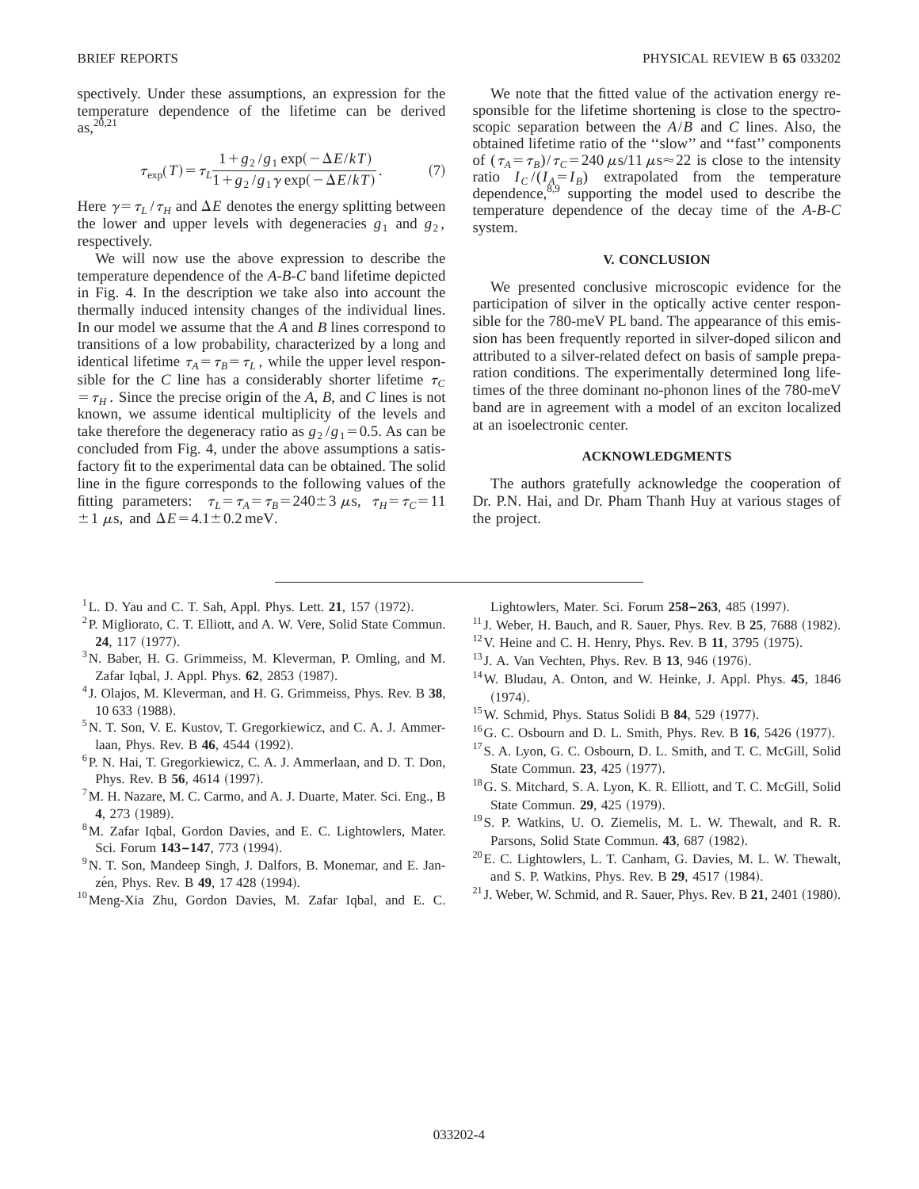spectively. Under these assumptions, an expression for the temperature dependence of the lifetime can be derived as,[20,21]

$$\tau_{\exp}(T)=\tau_L\frac{1+g_2/g_1\exp(-\Delta E/kT)}{1+g_2/g_1\gamma\exp(-\Delta E/kT)}. \tag{7}$$

Here $\gamma=\tau_L/\tau_H$ and $\Delta E$ denotes the energy splitting between the lower and upper levels with degeneracies $g_1$ and $g_2$, respectively.

We will now use the above expression to describe the temperature dependence of the *A-B-C* band lifetime depicted in Fig. 4. In the description we take also into account the thermally induced intensity changes of the individual lines. In our model we assume that the *A* and *B* lines correspond to transitions of a low probability, characterized by a long and identical lifetime $\tau_A=\tau_B=\tau_L$, while the upper level responsible for the *C* line has a considerably shorter lifetime $\tau_C=\tau_H$. Since the precise origin of the *A*, *B*, and *C* lines is not known, we assume identical multiplicity of the levels and take therefore the degeneracy ratio as $g_2/g_1=0.5$. As can be concluded from Fig. 4, under the above assumptions a satisfactory fit to the experimental data can be obtained. The solid line in the figure corresponds to the following values of the fitting parameters: $\tau_L=\tau_A=\tau_B=240\pm3\ \mu$s, $\tau_H=\tau_C=11\pm1\ \mu$s, and $\Delta E=4.1\pm0.2$ meV.

We note that the fitted value of the activation energy responsible for the lifetime shortening is close to the spectroscopic separation between the *A*/*B* and *C* lines. Also, the obtained lifetime ratio of the "slow" and "fast" components of $(\tau_A=\tau_B)/\tau_C=240\ \mu\text{s}/11\ \mu\text{s}\approx22$ is close to the intensity ratio $I_C/(I_A=I_B)$ extrapolated from the temperature dependence,[8,9] supporting the model used to describe the temperature dependence of the decay time of the *A-B-C* system.

## V. CONCLUSION

We presented conclusive microscopic evidence for the participation of silver in the optically active center responsible for the 780-meV PL band. The appearance of this emission has been frequently reported in silver-doped silicon and attributed to a silver-related defect on basis of sample preparation conditions. The experimentally determined long lifetimes of the three dominant no-phonon lines of the 780-meV band are in agreement with a model of an exciton localized at an isoelectronic center.

## ACKNOWLEDGMENTS

The authors gratefully acknowledge the cooperation of Dr. P.N. Hai, and Dr. Pham Thanh Huy at various stages of the project.

---

[1] L. D. Yau and C. T. Sah, Appl. Phys. Lett. **21**, 157 (1972).

[2] P. Migliorato, C. T. Elliott, and A. W. Vere, Solid State Commun. **24**, 117 (1977).

[3] N. Baber, H. G. Grimmeiss, M. Kleverman, P. Omling, and M. Zafar Iqbal, J. Appl. Phys. **62**, 2853 (1987).

[4] J. Olajos, M. Kleverman, and H. G. Grimmeiss, Phys. Rev. B **38**, 10 633 (1988).

[5] N. T. Son, V. E. Kustov, T. Gregorkiewicz, and C. A. J. Ammerlaan, Phys. Rev. B **46**, 4544 (1992).

[6] P. N. Hai, T. Gregorkiewicz, C. A. J. Ammerlaan, and D. T. Don, Phys. Rev. B **56**, 4614 (1997).

[7] M. H. Nazare, M. C. Carmo, and A. J. Duarte, Mater. Sci. Eng., B **4**, 273 (1989).

[8] M. Zafar Iqbal, Gordon Davies, and E. C. Lightowlers, Mater. Sci. Forum **143–147**, 773 (1994).

[9] N. T. Son, Mandeep Singh, J. Dalfors, B. Monemar, and E. Janzén, Phys. Rev. B **49**, 17 428 (1994).

[10] Meng-Xia Zhu, Gordon Davies, M. Zafar Iqbal, and E. C. Lightowlers, Mater. Sci. Forum **258–263**, 485 (1997).

[11] J. Weber, H. Bauch, and R. Sauer, Phys. Rev. B **25**, 7688 (1982).

[12] V. Heine and C. H. Henry, Phys. Rev. B **11**, 3795 (1975).

[13] J. A. Van Vechten, Phys. Rev. B **13**, 946 (1976).

[14] W. Bludau, A. Onton, and W. Heinke, J. Appl. Phys. **45**, 1846 (1974).

[15] W. Schmid, Phys. Status Solidi B **84**, 529 (1977).

[16] G. C. Osbourn and D. L. Smith, Phys. Rev. B **16**, 5426 (1977).

[17] S. A. Lyon, G. C. Osbourn, D. L. Smith, and T. C. McGill, Solid State Commun. **23**, 425 (1977).

[18] G. S. Mitchard, S. A. Lyon, K. R. Elliott, and T. C. McGill, Solid State Commun. **29**, 425 (1979).

[19] S. P. Watkins, U. O. Ziemelis, M. L. W. Thewalt, and R. R. Parsons, Solid State Commun. **43**, 687 (1982).

[20] E. C. Lightowlers, L. T. Canham, G. Davies, M. L. W. Thewalt, and S. P. Watkins, Phys. Rev. B **29**, 4517 (1984).

[21] J. Weber, W. Schmid, and R. Sauer, Phys. Rev. B **21**, 2401 (1980).